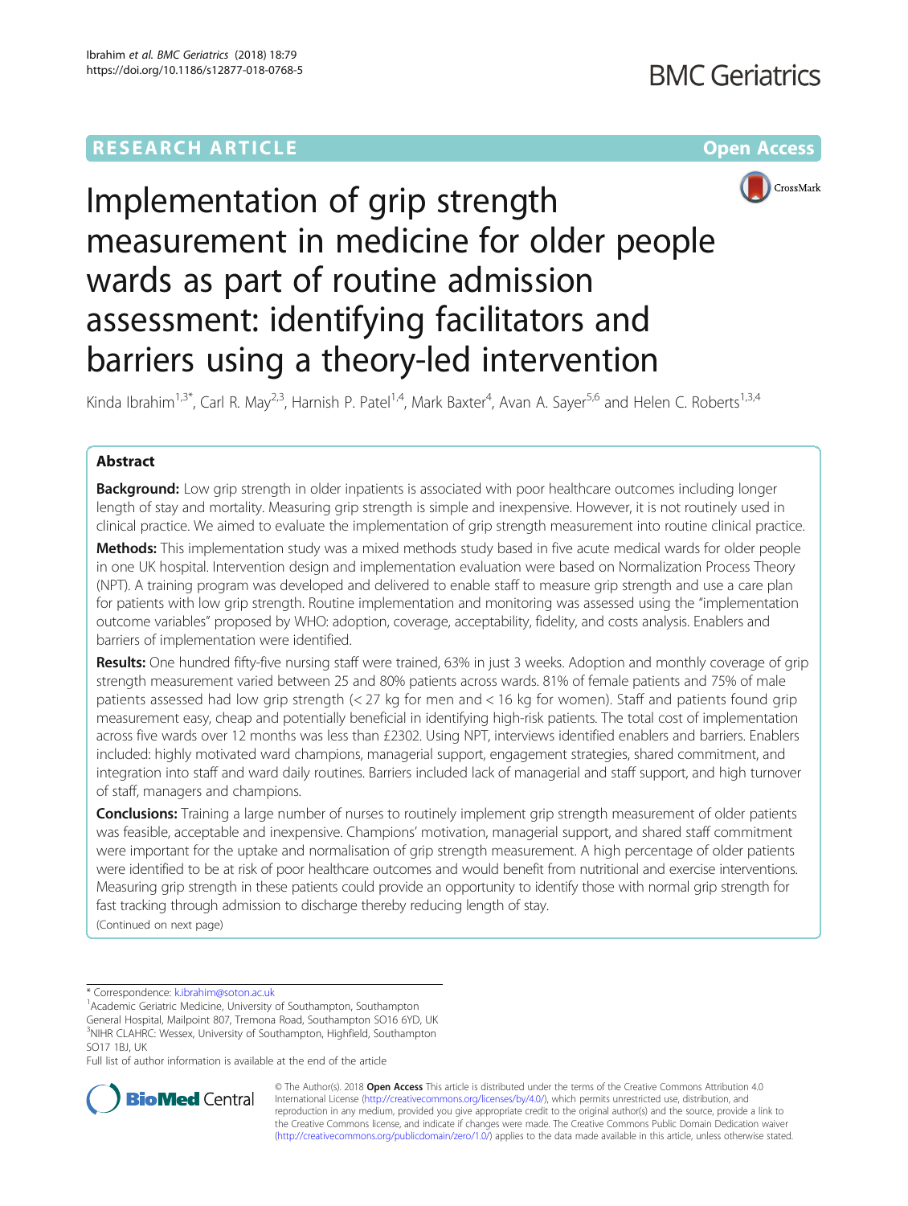RESEARCH ARTICLE

Open Access

# Implementation of grip strength measurement in medicine for older people wards as part of routine admission assessment: identifying facilitators and barriers using a theory-led intervention

Kinda Ibrahim[1,3*], Carl R. May[2,3], Harnish P. Patel[1,4], Mark Baxter[4], Avan A. Sayer[5,6] and Helen C. Roberts[1,3,4]

## Abstract

**Background:** Low grip strength in older inpatients is associated with poor healthcare outcomes including longer length of stay and mortality. Measuring grip strength is simple and inexpensive. However, it is not routinely used in clinical practice. We aimed to evaluate the implementation of grip strength measurement into routine clinical practice.

**Methods:** This implementation study was a mixed methods study based in five acute medical wards for older people in one UK hospital. Intervention design and implementation evaluation were based on Normalization Process Theory (NPT). A training program was developed and delivered to enable staff to measure grip strength and use a care plan for patients with low grip strength. Routine implementation and monitoring was assessed using the "implementation outcome variables" proposed by WHO: adoption, coverage, acceptability, fidelity, and costs analysis. Enablers and barriers of implementation were identified.

**Results:** One hundred fifty-five nursing staff were trained, 63% in just 3 weeks. Adoption and monthly coverage of grip strength measurement varied between 25 and 80% patients across wards. 81% of female patients and 75% of male patients assessed had low grip strength (< 27 kg for men and < 16 kg for women). Staff and patients found grip measurement easy, cheap and potentially beneficial in identifying high-risk patients. The total cost of implementation across five wards over 12 months was less than £2302. Using NPT, interviews identified enablers and barriers. Enablers included: highly motivated ward champions, managerial support, engagement strategies, shared commitment, and integration into staff and ward daily routines. Barriers included lack of managerial and staff support, and high turnover of staff, managers and champions.

**Conclusions:** Training a large number of nurses to routinely implement grip strength measurement of older patients was feasible, acceptable and inexpensive. Champions' motivation, managerial support, and shared staff commitment were important for the uptake and normalisation of grip strength measurement. A high percentage of older patients were identified to be at risk of poor healthcare outcomes and would benefit from nutritional and exercise interventions. Measuring grip strength in these patients could provide an opportunity to identify those with normal grip strength for fast tracking through admission to discharge thereby reducing length of stay.

(Continued on next page)

\* Correspondence: k.ibrahim@soton.ac.uk
[1]Academic Geriatric Medicine, University of Southampton, Southampton General Hospital, Mailpoint 807, Tremona Road, Southampton SO16 6YD, UK
[3]NIHR CLAHRC: Wessex, University of Southampton, Highfield, Southampton SO17 1BJ, UK
Full list of author information is available at the end of the article

© The Author(s). 2018 **Open Access** This article is distributed under the terms of the Creative Commons Attribution 4.0 International License (http://creativecommons.org/licenses/by/4.0/), which permits unrestricted use, distribution, and reproduction in any medium, provided you give appropriate credit to the original author(s) and the source, provide a link to the Creative Commons license, and indicate if changes were made. The Creative Commons Public Domain Dedication waiver (http://creativecommons.org/publicdomain/zero/1.0/) applies to the data made available in this article, unless otherwise stated.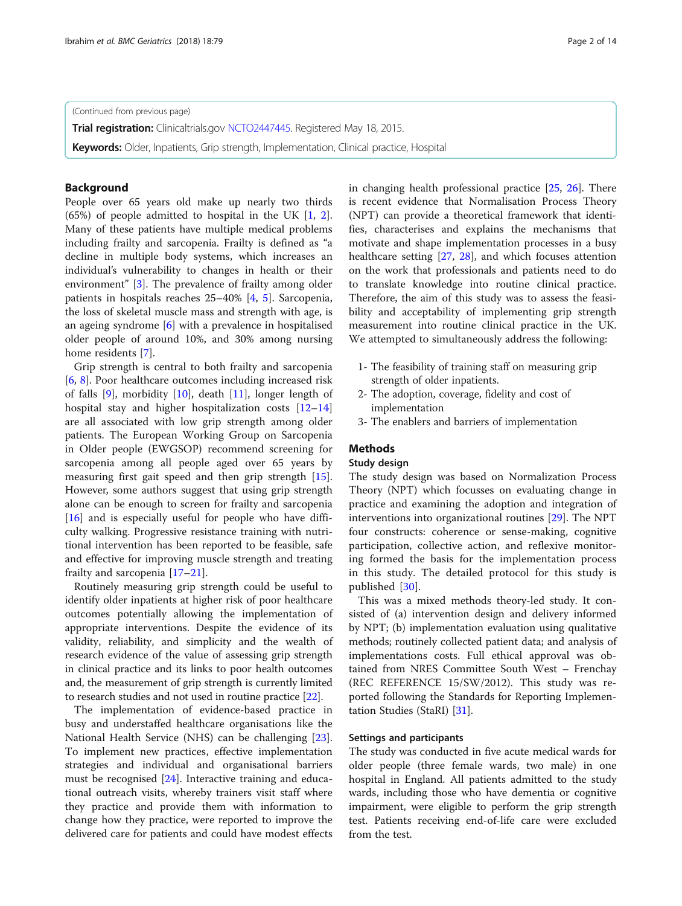(Continued from previous page)

**Trial registration:** Clinicaltrials.gov NCTO2447445. Registered May 18, 2015.

**Keywords:** Older, Inpatients, Grip strength, Implementation, Clinical practice, Hospital

## Background

People over 65 years old make up nearly two thirds (65%) of people admitted to hospital in the UK [1, 2]. Many of these patients have multiple medical problems including frailty and sarcopenia. Frailty is defined as "a decline in multiple body systems, which increases an individual's vulnerability to changes in health or their environment" [3]. The prevalence of frailty among older patients in hospitals reaches 25–40% [4, 5]. Sarcopenia, the loss of skeletal muscle mass and strength with age, is an ageing syndrome [6] with a prevalence in hospitalised older people of around 10%, and 30% among nursing home residents [7].

Grip strength is central to both frailty and sarcopenia [6, 8]. Poor healthcare outcomes including increased risk of falls [9], morbidity [10], death [11], longer length of hospital stay and higher hospitalization costs [12–14] are all associated with low grip strength among older patients. The European Working Group on Sarcopenia in Older people (EWGSOP) recommend screening for sarcopenia among all people aged over 65 years by measuring first gait speed and then grip strength [15]. However, some authors suggest that using grip strength alone can be enough to screen for frailty and sarcopenia [16] and is especially useful for people who have difficulty walking. Progressive resistance training with nutritional intervention has been reported to be feasible, safe and effective for improving muscle strength and treating frailty and sarcopenia [17–21].

Routinely measuring grip strength could be useful to identify older inpatients at higher risk of poor healthcare outcomes potentially allowing the implementation of appropriate interventions. Despite the evidence of its validity, reliability, and simplicity and the wealth of research evidence of the value of assessing grip strength in clinical practice and its links to poor health outcomes and, the measurement of grip strength is currently limited to research studies and not used in routine practice [22].

The implementation of evidence-based practice in busy and understaffed healthcare organisations like the National Health Service (NHS) can be challenging [23]. To implement new practices, effective implementation strategies and individual and organisational barriers must be recognised [24]. Interactive training and educational outreach visits, whereby trainers visit staff where they practice and provide them with information to change how they practice, were reported to improve the delivered care for patients and could have modest effects in changing health professional practice [25, 26]. There is recent evidence that Normalisation Process Theory (NPT) can provide a theoretical framework that identifies, characterises and explains the mechanisms that motivate and shape implementation processes in a busy healthcare setting [27, 28], and which focuses attention on the work that professionals and patients need to do to translate knowledge into routine clinical practice. Therefore, the aim of this study was to assess the feasibility and acceptability of implementing grip strength measurement into routine clinical practice in the UK. We attempted to simultaneously address the following:

1- The feasibility of training staff on measuring grip strength of older inpatients.
2- The adoption, coverage, fidelity and cost of implementation
3- The enablers and barriers of implementation

## Methods

### Study design

The study design was based on Normalization Process Theory (NPT) which focusses on evaluating change in practice and examining the adoption and integration of interventions into organizational routines [29]. The NPT four constructs: coherence or sense-making, cognitive participation, collective action, and reflexive monitoring formed the basis for the implementation process in this study. The detailed protocol for this study is published [30].

This was a mixed methods theory-led study. It consisted of (a) intervention design and delivery informed by NPT; (b) implementation evaluation using qualitative methods; routinely collected patient data; and analysis of implementations costs. Full ethical approval was obtained from NRES Committee South West – Frenchay (REC REFERENCE 15/SW/2012). This study was reported following the Standards for Reporting Implementation Studies (StaRI) [31].

### Settings and participants

The study was conducted in five acute medical wards for older people (three female wards, two male) in one hospital in England. All patients admitted to the study wards, including those who have dementia or cognitive impairment, were eligible to perform the grip strength test. Patients receiving end-of-life care were excluded from the test.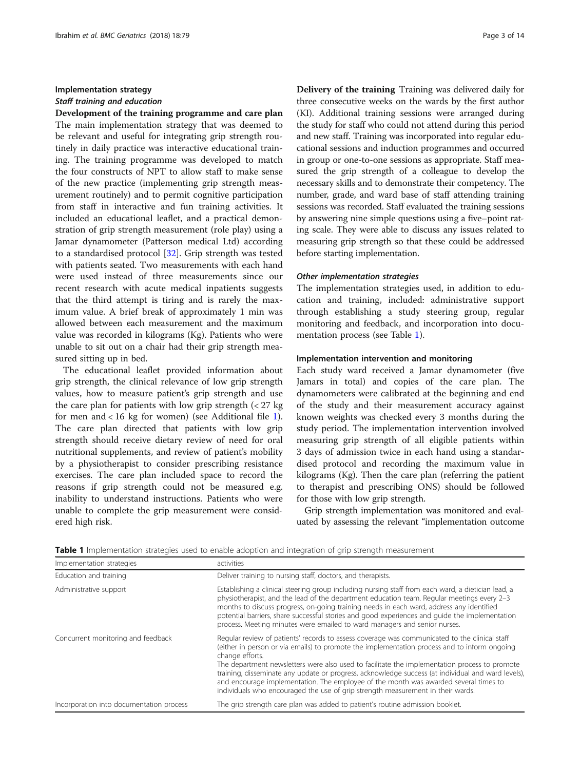## Implementation strategy

### *Staff training and education*

**Development of the training programme and care plan** The main implementation strategy that was deemed to be relevant and useful for integrating grip strength routinely in daily practice was interactive educational training. The training programme was developed to match the four constructs of NPT to allow staff to make sense of the new practice (implementing grip strength measurement routinely) and to permit cognitive participation from staff in interactive and fun training activities. It included an educational leaflet, and a practical demonstration of grip strength measurement (role play) using a Jamar dynamometer (Patterson medical Ltd) according to a standardised protocol [32]. Grip strength was tested with patients seated. Two measurements with each hand were used instead of three measurements since our recent research with acute medical inpatients suggests that the third attempt is tiring and is rarely the maximum value. A brief break of approximately 1 min was allowed between each measurement and the maximum value was recorded in kilograms (Kg). Patients who were unable to sit out on a chair had their grip strength measured sitting up in bed.

The educational leaflet provided information about grip strength, the clinical relevance of low grip strength values, how to measure patient's grip strength and use the care plan for patients with low grip strength (< 27 kg for men and < 16 kg for women) (see Additional file 1). The care plan directed that patients with low grip strength should receive dietary review of need for oral nutritional supplements, and review of patient's mobility by a physiotherapist to consider prescribing resistance exercises. The care plan included space to record the reasons if grip strength could not be measured e.g. inability to understand instructions. Patients who were unable to complete the grip measurement were considered high risk.

**Delivery of the training** Training was delivered daily for three consecutive weeks on the wards by the first author (KI). Additional training sessions were arranged during the study for staff who could not attend during this period and new staff. Training was incorporated into regular educational sessions and induction programmes and occurred in group or one-to-one sessions as appropriate. Staff measured the grip strength of a colleague to develop the necessary skills and to demonstrate their competency. The number, grade, and ward base of staff attending training sessions was recorded. Staff evaluated the training sessions by answering nine simple questions using a five–point rating scale. They were able to discuss any issues related to measuring grip strength so that these could be addressed before starting implementation.

### *Other implementation strategies*

The implementation strategies used, in addition to education and training, included: administrative support through establishing a study steering group, regular monitoring and feedback, and incorporation into documentation process (see Table 1).

## Implementation intervention and monitoring

Each study ward received a Jamar dynamometer (five Jamars in total) and copies of the care plan. The dynamometers were calibrated at the beginning and end of the study and their measurement accuracy against known weights was checked every 3 months during the study period. The implementation intervention involved measuring grip strength of all eligible patients within 3 days of admission twice in each hand using a standardised protocol and recording the maximum value in kilograms (Kg). Then the care plan (referring the patient to therapist and prescribing ONS) should be followed for those with low grip strength.

Grip strength implementation was monitored and evaluated by assessing the relevant "implementation outcome

**Table 1** Implementation strategies used to enable adoption and integration of grip strength measurement

| Implementation strategies | activities |
|---|---|
| Education and training | Deliver training to nursing staff, doctors, and therapists. |
| Administrative support | Establishing a clinical steering group including nursing staff from each ward, a dietician lead, a physiotherapist, and the lead of the department education team. Regular meetings every 2–3 months to discuss progress, on-going training needs in each ward, address any identified potential barriers, share successful stories and good experiences and guide the implementation process. Meeting minutes were emailed to ward managers and senior nurses. |
| Concurrent monitoring and feedback | Regular review of patients' records to assess coverage was communicated to the clinical staff (either in person or via emails) to promote the implementation process and to inform ongoing change efforts. The department newsletters were also used to facilitate the implementation process to promote training, disseminate any update or progress, acknowledge success (at individual and ward levels), and encourage implementation. The employee of the month was awarded several times to individuals who encouraged the use of grip strength measurement in their wards. |
| Incorporation into documentation process | The grip strength care plan was added to patient's routine admission booklet. |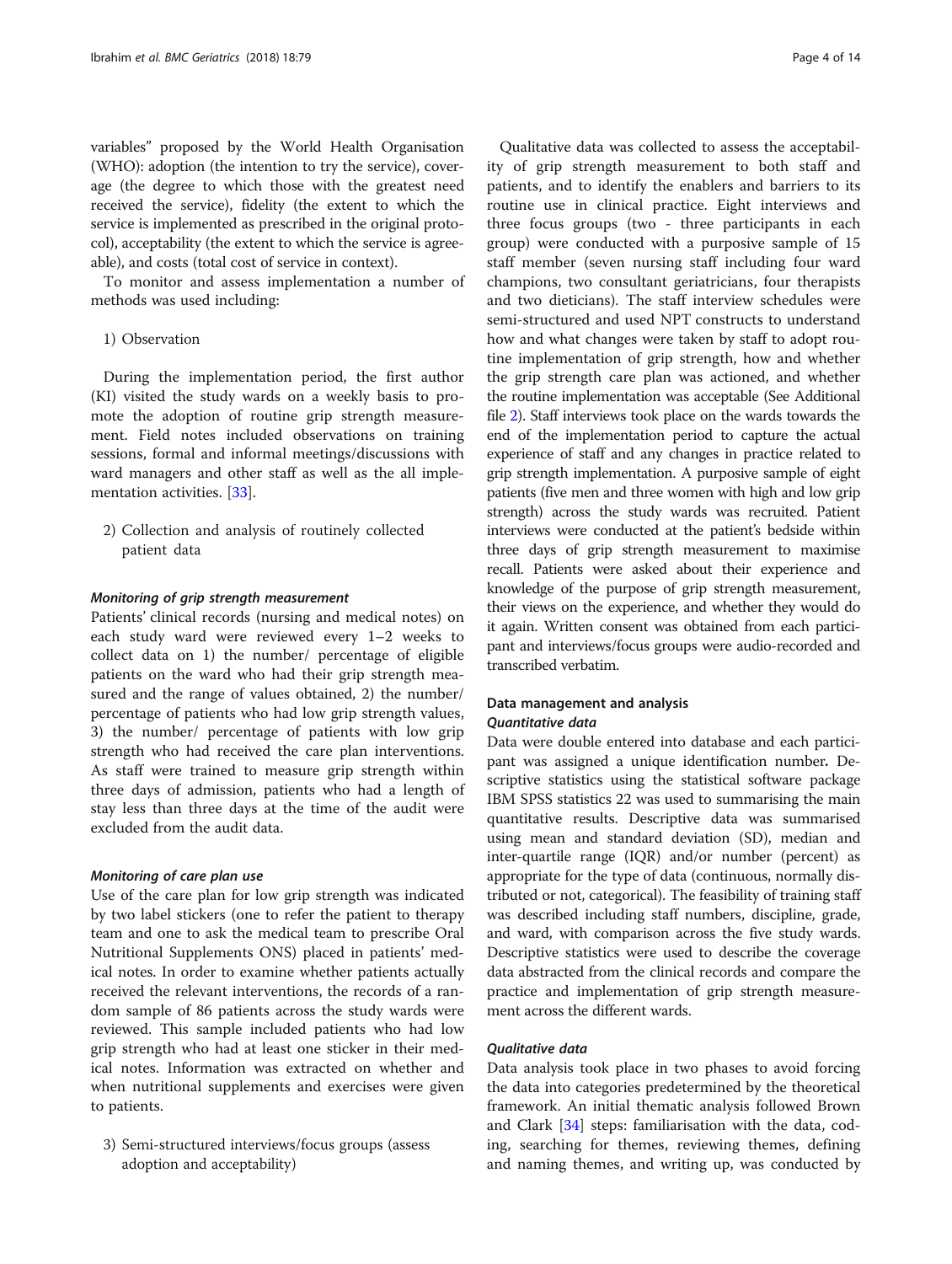variables" proposed by the World Health Organisation (WHO): adoption (the intention to try the service), coverage (the degree to which those with the greatest need received the service), fidelity (the extent to which the service is implemented as prescribed in the original protocol), acceptability (the extent to which the service is agreeable), and costs (total cost of service in context).

To monitor and assess implementation a number of methods was used including:

1) Observation

During the implementation period, the first author (KI) visited the study wards on a weekly basis to promote the adoption of routine grip strength measurement. Field notes included observations on training sessions, formal and informal meetings/discussions with ward managers and other staff as well as the all implementation activities. [33].

2) Collection and analysis of routinely collected patient data

#### *Monitoring of grip strength measurement*

Patients' clinical records (nursing and medical notes) on each study ward were reviewed every 1–2 weeks to collect data on 1) the number/ percentage of eligible patients on the ward who had their grip strength measured and the range of values obtained, 2) the number/ percentage of patients who had low grip strength values, 3) the number/ percentage of patients with low grip strength who had received the care plan interventions. As staff were trained to measure grip strength within three days of admission, patients who had a length of stay less than three days at the time of the audit were excluded from the audit data.

#### *Monitoring of care plan use*

Use of the care plan for low grip strength was indicated by two label stickers (one to refer the patient to therapy team and one to ask the medical team to prescribe Oral Nutritional Supplements ONS) placed in patients' medical notes. In order to examine whether patients actually received the relevant interventions, the records of a random sample of 86 patients across the study wards were reviewed. This sample included patients who had low grip strength who had at least one sticker in their medical notes. Information was extracted on whether and when nutritional supplements and exercises were given to patients.

3) Semi-structured interviews/focus groups (assess adoption and acceptability)

Qualitative data was collected to assess the acceptability of grip strength measurement to both staff and patients, and to identify the enablers and barriers to its routine use in clinical practice. Eight interviews and three focus groups (two - three participants in each group) were conducted with a purposive sample of 15 staff member (seven nursing staff including four ward champions, two consultant geriatricians, four therapists and two dieticians). The staff interview schedules were semi-structured and used NPT constructs to understand how and what changes were taken by staff to adopt routine implementation of grip strength, how and whether the grip strength care plan was actioned, and whether the routine implementation was acceptable (See Additional file 2). Staff interviews took place on the wards towards the end of the implementation period to capture the actual experience of staff and any changes in practice related to grip strength implementation. A purposive sample of eight patients (five men and three women with high and low grip strength) across the study wards was recruited. Patient interviews were conducted at the patient's bedside within three days of grip strength measurement to maximise recall. Patients were asked about their experience and knowledge of the purpose of grip strength measurement, their views on the experience, and whether they would do it again. Written consent was obtained from each participant and interviews/focus groups were audio-recorded and transcribed verbatim.

### Data management and analysis

#### *Quantitative data*

Data were double entered into database and each participant was assigned a unique identification number. Descriptive statistics using the statistical software package IBM SPSS statistics 22 was used to summarising the main quantitative results. Descriptive data was summarised using mean and standard deviation (SD), median and inter-quartile range (IQR) and/or number (percent) as appropriate for the type of data (continuous, normally distributed or not, categorical). The feasibility of training staff was described including staff numbers, discipline, grade, and ward, with comparison across the five study wards. Descriptive statistics were used to describe the coverage data abstracted from the clinical records and compare the practice and implementation of grip strength measurement across the different wards.

#### *Qualitative data*

Data analysis took place in two phases to avoid forcing the data into categories predetermined by the theoretical framework. An initial thematic analysis followed Brown and Clark [34] steps: familiarisation with the data, coding, searching for themes, reviewing themes, defining and naming themes, and writing up, was conducted by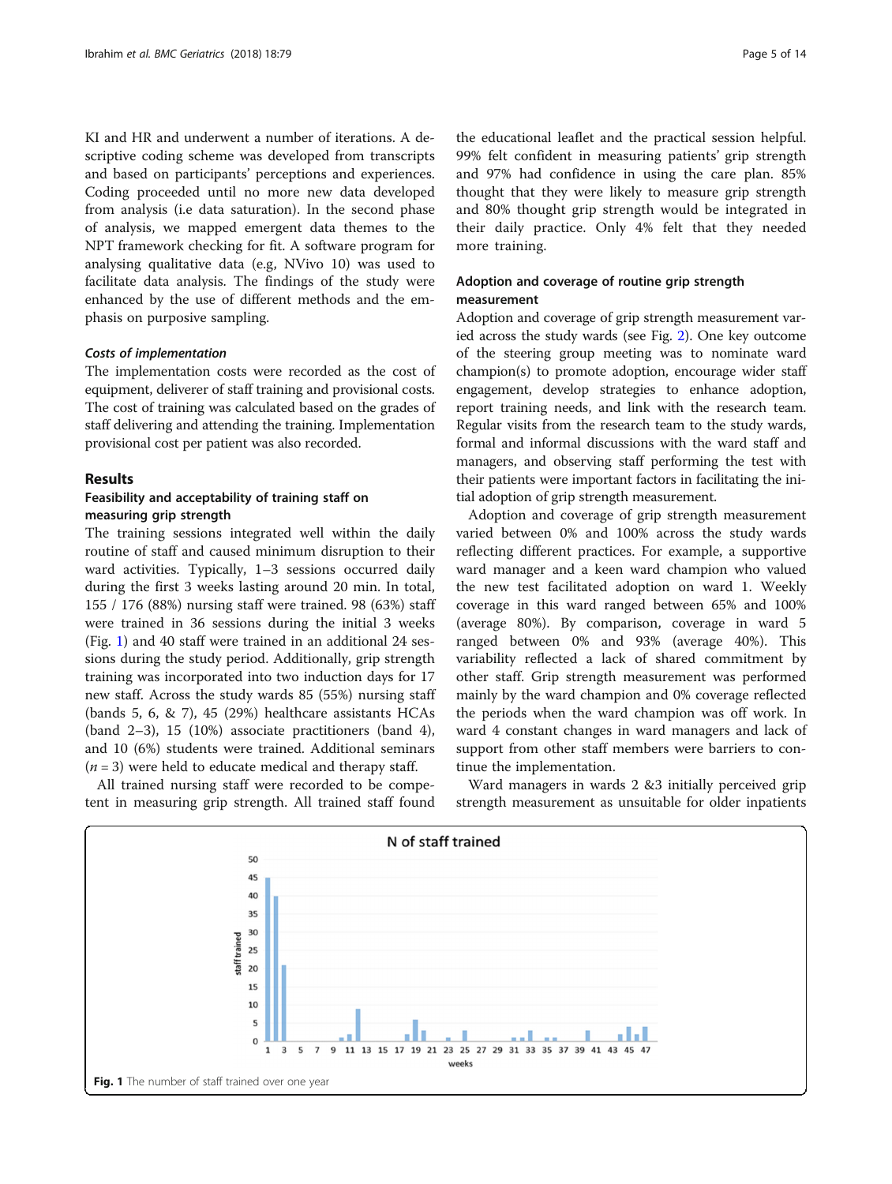KI and HR and underwent a number of iterations. A descriptive coding scheme was developed from transcripts and based on participants' perceptions and experiences. Coding proceeded until no more new data developed from analysis (i.e data saturation). In the second phase of analysis, we mapped emergent data themes to the NPT framework checking for fit. A software program for analysing qualitative data (e.g, NVivo 10) was used to facilitate data analysis. The findings of the study were enhanced by the use of different methods and the emphasis on purposive sampling.

#### *Costs of implementation*

The implementation costs were recorded as the cost of equipment, deliverer of staff training and provisional costs. The cost of training was calculated based on the grades of staff delivering and attending the training. Implementation provisional cost per patient was also recorded.

## Results

### Feasibility and acceptability of training staff on measuring grip strength

The training sessions integrated well within the daily routine of staff and caused minimum disruption to their ward activities. Typically, 1–3 sessions occurred daily during the first 3 weeks lasting around 20 min. In total, 155 / 176 (88%) nursing staff were trained. 98 (63%) staff were trained in 36 sessions during the initial 3 weeks (Fig. 1) and 40 staff were trained in an additional 24 sessions during the study period. Additionally, grip strength training was incorporated into two induction days for 17 new staff. Across the study wards 85 (55%) nursing staff (bands 5, 6, & 7), 45 (29%) healthcare assistants HCAs (band 2–3), 15 (10%) associate practitioners (band 4), and 10 (6%) students were trained. Additional seminars ($n = 3$) were held to educate medical and therapy staff.

All trained nursing staff were recorded to be competent in measuring grip strength. All trained staff found the educational leaflet and the practical session helpful. 99% felt confident in measuring patients' grip strength and 97% had confidence in using the care plan. 85% thought that they were likely to measure grip strength and 80% thought grip strength would be integrated in their daily practice. Only 4% felt that they needed more training.

### Adoption and coverage of routine grip strength measurement

Adoption and coverage of grip strength measurement varied across the study wards (see Fig. 2). One key outcome of the steering group meeting was to nominate ward champion(s) to promote adoption, encourage wider staff engagement, develop strategies to enhance adoption, report training needs, and link with the research team. Regular visits from the research team to the study wards, formal and informal discussions with the ward staff and managers, and observing staff performing the test with their patients were important factors in facilitating the initial adoption of grip strength measurement.

Adoption and coverage of grip strength measurement varied between 0% and 100% across the study wards reflecting different practices. For example, a supportive ward manager and a keen ward champion who valued the new test facilitated adoption on ward 1. Weekly coverage in this ward ranged between 65% and 100% (average 80%). By comparison, coverage in ward 5 ranged between 0% and 93% (average 40%). This variability reflected a lack of shared commitment by other staff. Grip strength measurement was performed mainly by the ward champion and 0% coverage reflected the periods when the ward champion was off work. In ward 4 constant changes in ward managers and lack of support from other staff members were barriers to continue the implementation.

Ward managers in wards 2 &3 initially perceived grip strength measurement as unsuitable for older inpatients

**Fig. 1** The number of staff trained over one year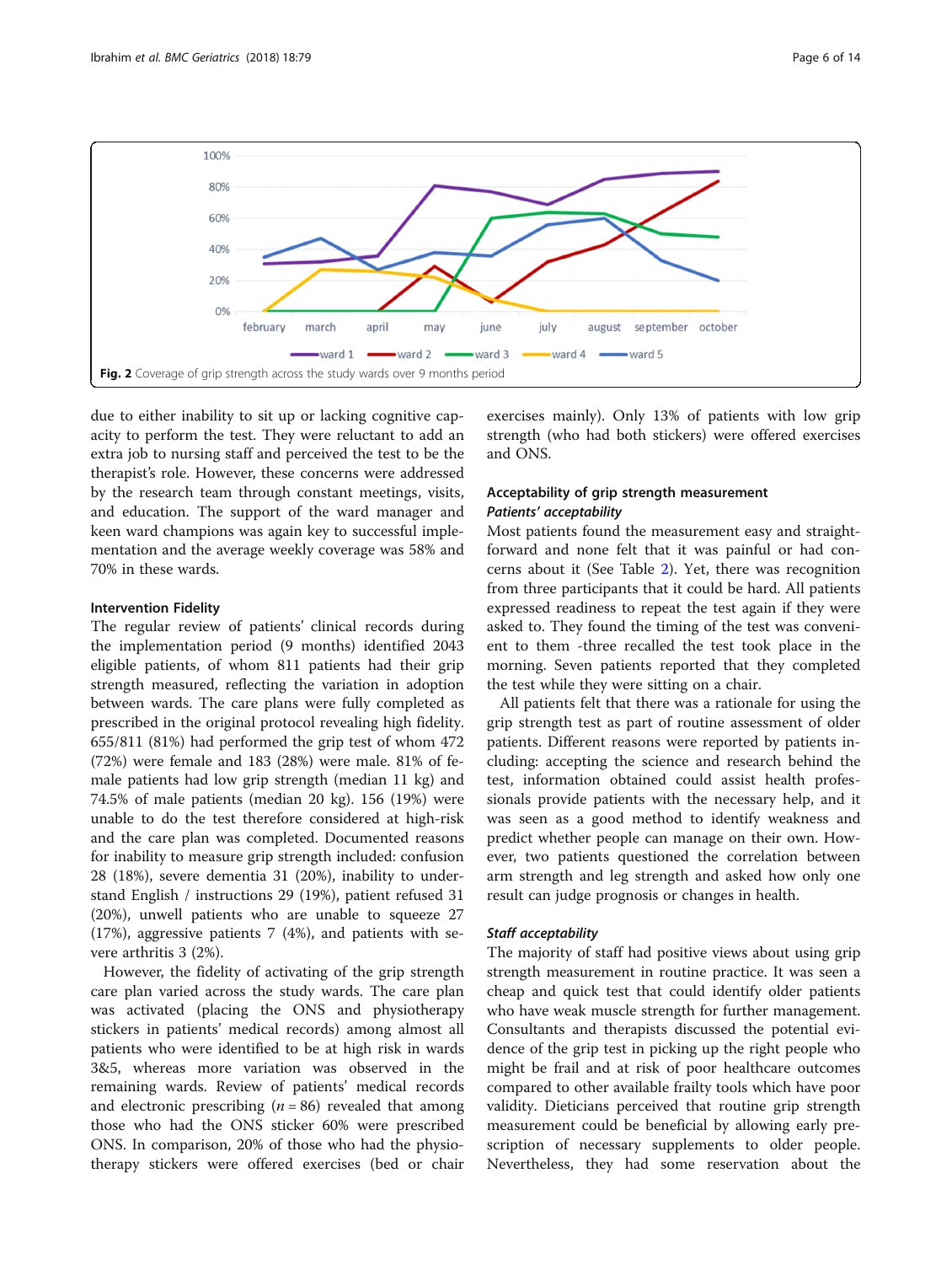100%
80%
60%
40%
20%
0%
february march april may june july august september october
ward 1 ward 2 ward 3 ward 4 ward 5

**Fig. 2** Coverage of grip strength across the study wards over 9 months period

due to either inability to sit up or lacking cognitive capacity to perform the test. They were reluctant to add an extra job to nursing staff and perceived the test to be the therapist's role. However, these concerns were addressed by the research team through constant meetings, visits, and education. The support of the ward manager and keen ward champions was again key to successful implementation and the average weekly coverage was 58% and 70% in these wards.

#### Intervention Fidelity

The regular review of patients' clinical records during the implementation period (9 months) identified 2043 eligible patients, of whom 811 patients had their grip strength measured, reflecting the variation in adoption between wards. The care plans were fully completed as prescribed in the original protocol revealing high fidelity. 655/811 (81%) had performed the grip test of whom 472 (72%) were female and 183 (28%) were male. 81% of female patients had low grip strength (median 11 kg) and 74.5% of male patients (median 20 kg). 156 (19%) were unable to do the test therefore considered at high-risk and the care plan was completed. Documented reasons for inability to measure grip strength included: confusion 28 (18%), severe dementia 31 (20%), inability to understand English / instructions 29 (19%), patient refused 31 (20%), unwell patients who are unable to squeeze 27 (17%), aggressive patients 7 (4%), and patients with severe arthritis 3 (2%).

However, the fidelity of activating of the grip strength care plan varied across the study wards. The care plan was activated (placing the ONS and physiotherapy stickers in patients' medical records) among almost all patients who were identified to be at high risk in wards 3&5, whereas more variation was observed in the remaining wards. Review of patients' medical records and electronic prescribing ($n = 86$) revealed that among those who had the ONS sticker 60% were prescribed ONS. In comparison, 20% of those who had the physiotherapy stickers were offered exercises (bed or chair exercises mainly). Only 13% of patients with low grip strength (who had both stickers) were offered exercises and ONS.

#### Acceptability of grip strength measurement

##### *Patients' acceptability*

Most patients found the measurement easy and straightforward and none felt that it was painful or had concerns about it (See Table 2). Yet, there was recognition from three participants that it could be hard. All patients expressed readiness to repeat the test again if they were asked to. They found the timing of the test was convenient to them -three recalled the test took place in the morning. Seven patients reported that they completed the test while they were sitting on a chair.

All patients felt that there was a rationale for using the grip strength test as part of routine assessment of older patients. Different reasons were reported by patients including: accepting the science and research behind the test, information obtained could assist health professionals provide patients with the necessary help, and it was seen as a good method to identify weakness and predict whether people can manage on their own. However, two patients questioned the correlation between arm strength and leg strength and asked how only one result can judge prognosis or changes in health.

##### *Staff acceptability*

The majority of staff had positive views about using grip strength measurement in routine practice. It was seen a cheap and quick test that could identify older patients who have weak muscle strength for further management. Consultants and therapists discussed the potential evidence of the grip test in picking up the right people who might be frail and at risk of poor healthcare outcomes compared to other available frailty tools which have poor validity. Dieticians perceived that routine grip strength measurement could be beneficial by allowing early prescription of necessary supplements to older people. Nevertheless, they had some reservation about the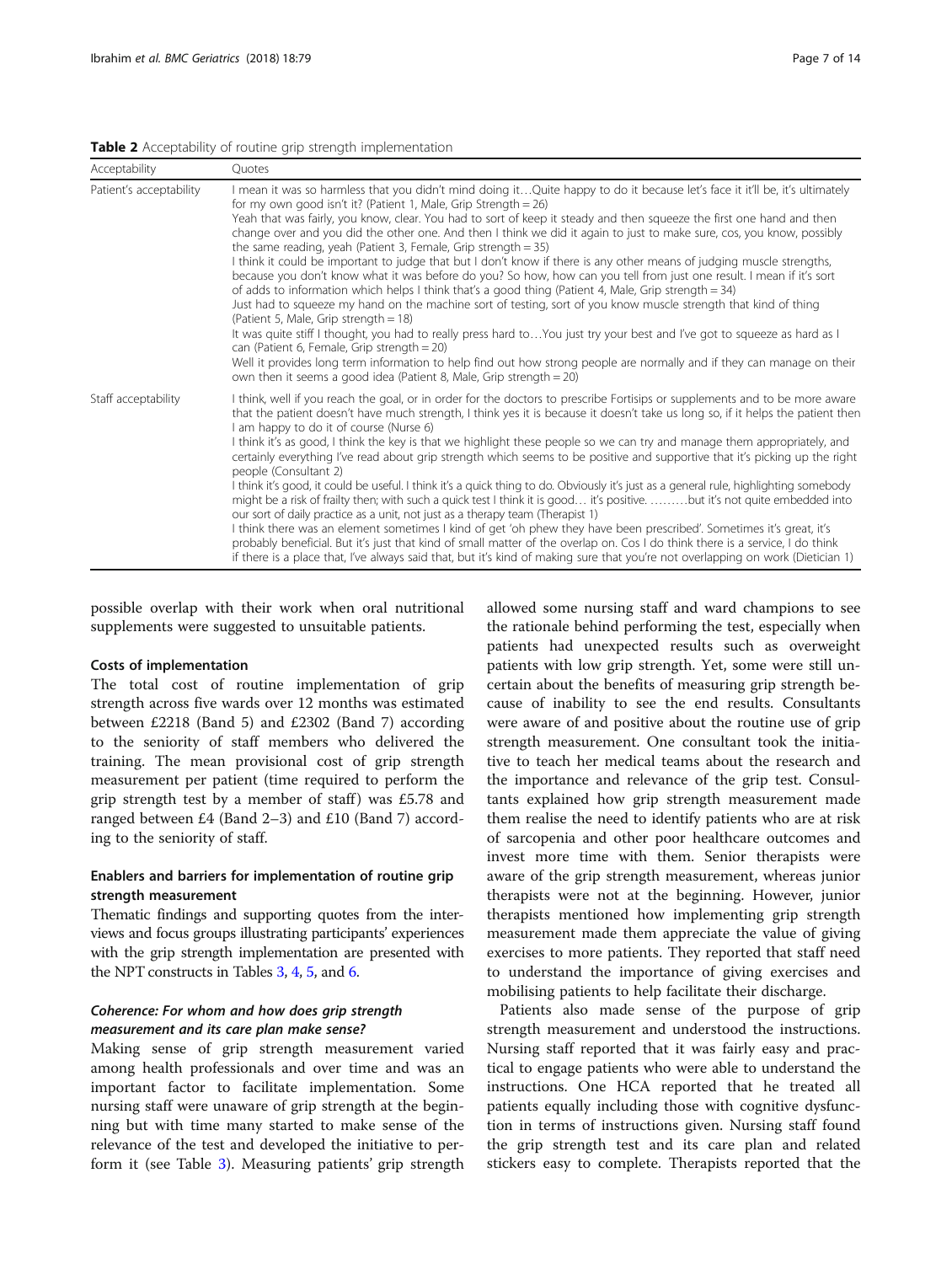**Table 2** Acceptability of routine grip strength implementation

| Acceptability | Quotes |
| --- | --- |
| Patient's acceptability | I mean it was so harmless that you didn't mind doing it…Quite happy to do it because let's face it it'll be, it's ultimately for my own good isn't it? (Patient 1, Male, Grip Strength = 26)<br>Yeah that was fairly, you know, clear. You had to sort of keep it steady and then squeeze the first one hand and then change over and you did the other one. And then I think we did it again to just to make sure, cos, you know, possibly the same reading, yeah (Patient 3, Female, Grip strength = 35)<br>I think it could be important to judge that but I don't know if there is any other means of judging muscle strengths, because you don't know what it was before do you? So how, how can you tell from just one result. I mean if it's sort of adds to information which helps I think that's a good thing (Patient 4, Male, Grip strength = 34)<br>Just had to squeeze my hand on the machine sort of testing, sort of you know muscle strength that kind of thing (Patient 5, Male, Grip strength = 18)<br>It was quite stiff I thought, you had to really press hard to…You just try your best and I've got to squeeze as hard as I can (Patient 6, Female, Grip strength = 20)<br>Well it provides long term information to help find out how strong people are normally and if they can manage on their own then it seems a good idea (Patient 8, Male, Grip strength = 20) |
| Staff acceptability | I think, well if you reach the goal, or in order for the doctors to prescribe Fortisips or supplements and to be more aware that the patient doesn't have much strength, I think yes it is because it doesn't take us long so, if it helps the patient then I am happy to do it of course (Nurse 6)<br>I think it's as good, I think the key is that we highlight these people so we can try and manage them appropriately, and certainly everything I've read about grip strength which seems to be positive and supportive that it's picking up the right people (Consultant 2)<br>I think it's good, it could be useful. I think it's a quick thing to do. Obviously it's just as a general rule, highlighting somebody might be a risk of frailty then; with such a quick test I think it is good… it's positive. ………but it's not quite embedded into our sort of daily practice as a unit, not just as a therapy team (Therapist 1)<br>I think there was an element sometimes I kind of get 'oh phew they have been prescribed'. Sometimes it's great, it's probably beneficial. But it's just that kind of small matter of the overlap on. Cos I do think there is a service, I do think if there is a place that, I've always said that, but it's kind of making sure that you're not overlapping on work (Dietician 1) |

possible overlap with their work when oral nutritional supplements were suggested to unsuitable patients.

### Costs of implementation

The total cost of routine implementation of grip strength across five wards over 12 months was estimated between £2218 (Band 5) and £2302 (Band 7) according to the seniority of staff members who delivered the training. The mean provisional cost of grip strength measurement per patient (time required to perform the grip strength test by a member of staff) was £5.78 and ranged between £4 (Band 2–3) and £10 (Band 7) according to the seniority of staff.

## Enablers and barriers for implementation of routine grip strength measurement

Thematic findings and supporting quotes from the interviews and focus groups illustrating participants' experiences with the grip strength implementation are presented with the NPT constructs in Tables 3, 4, 5, and 6.

### *Coherence: For whom and how does grip strength measurement and its care plan make sense?*

Making sense of grip strength measurement varied among health professionals and over time and was an important factor to facilitate implementation. Some nursing staff were unaware of grip strength at the beginning but with time many started to make sense of the relevance of the test and developed the initiative to perform it (see Table 3). Measuring patients' grip strength allowed some nursing staff and ward champions to see the rationale behind performing the test, especially when patients had unexpected results such as overweight patients with low grip strength. Yet, some were still uncertain about the benefits of measuring grip strength because of inability to see the end results. Consultants were aware of and positive about the routine use of grip strength measurement. One consultant took the initiative to teach her medical teams about the research and the importance and relevance of the grip test. Consultants explained how grip strength measurement made them realise the need to identify patients who are at risk of sarcopenia and other poor healthcare outcomes and invest more time with them. Senior therapists were aware of the grip strength measurement, whereas junior therapists were not at the beginning. However, junior therapists mentioned how implementing grip strength measurement made them appreciate the value of giving exercises to more patients. They reported that staff need to understand the importance of giving exercises and mobilising patients to help facilitate their discharge.

Patients also made sense of the purpose of grip strength measurement and understood the instructions. Nursing staff reported that it was fairly easy and practical to engage patients who were able to understand the instructions. One HCA reported that he treated all patients equally including those with cognitive dysfunction in terms of instructions given. Nursing staff found the grip strength test and its care plan and related stickers easy to complete. Therapists reported that the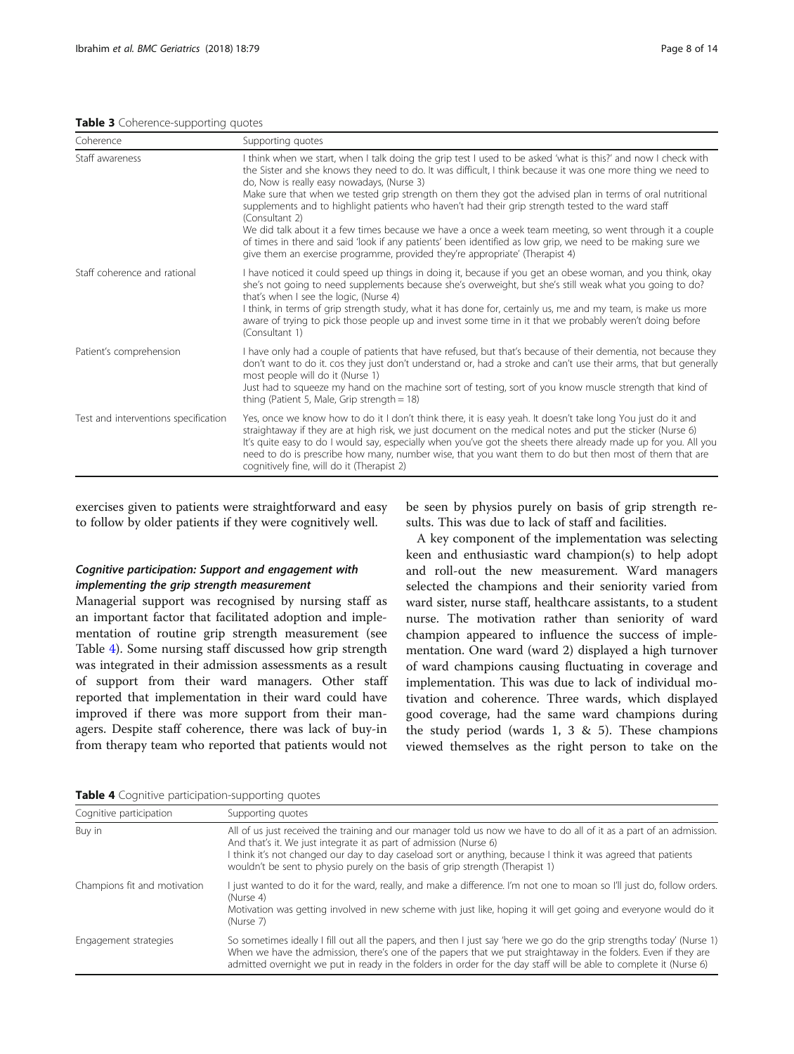**Table 3** Coherence-supporting quotes

| Coherence | Supporting quotes |
| --- | --- |
| Staff awareness | I think when we start, when I talk doing the grip test I used to be asked 'what is this?' and now I check with the Sister and she knows they need to do. It was difficult, I think because it was one more thing we need to do, Now is really easy nowadays, (Nurse 3)<br>Make sure that when we tested grip strength on them they got the advised plan in terms of oral nutritional supplements and to highlight patients who haven't had their grip strength tested to the ward staff (Consultant 2)<br>We did talk about it a few times because we have a once a week team meeting, so went through it a couple of times in there and said 'look if any patients' been identified as low grip, we need to be making sure we give them an exercise programme, provided they're appropriate' (Therapist 4) |
| Staff coherence and rational | I have noticed it could speed up things in doing it, because if you get an obese woman, and you think, okay she's not going to need supplements because she's overweight, but she's still weak what you going to do? that's when I see the logic, (Nurse 4)<br>I think, in terms of grip strength study, what it has done for, certainly us, me and my team, is make us more aware of trying to pick those people up and invest some time in it that we probably weren't doing before (Consultant 1) |
| Patient's comprehension | I have only had a couple of patients that have refused, but that's because of their dementia, not because they don't want to do it. cos they just don't understand or, had a stroke and can't use their arms, that but generally most people will do it (Nurse 1)<br>Just had to squeeze my hand on the machine sort of testing, sort of you know muscle strength that kind of thing (Patient 5, Male, Grip strength = 18) |
| Test and interventions specification | Yes, once we know how to do it I don't think there, it is easy yeah. It doesn't take long You just do it and straightaway if they are at high risk, we just document on the medical notes and put the sticker (Nurse 6)<br>It's quite easy to do I would say, especially when you've got the sheets there already made up for you. All you need to do is prescribe how many, number wise, that you want them to do but then most of them that are cognitively fine, will do it (Therapist 2) |

exercises given to patients were straightforward and easy to follow by older patients if they were cognitively well.

### *Cognitive participation: Support and engagement with implementing the grip strength measurement*

Managerial support was recognised by nursing staff as an important factor that facilitated adoption and implementation of routine grip strength measurement (see Table 4). Some nursing staff discussed how grip strength was integrated in their admission assessments as a result of support from their ward managers. Other staff reported that implementation in their ward could have improved if there was more support from their managers. Despite staff coherence, there was lack of buy-in from therapy team who reported that patients would not be seen by physios purely on basis of grip strength results. This was due to lack of staff and facilities.

A key component of the implementation was selecting keen and enthusiastic ward champion(s) to help adopt and roll-out the new measurement. Ward managers selected the champions and their seniority varied from ward sister, nurse staff, healthcare assistants, to a student nurse. The motivation rather than seniority of ward champion appeared to influence the success of implementation. One ward (ward 2) displayed a high turnover of ward champions causing fluctuating in coverage and implementation. This was due to lack of individual motivation and coherence. Three wards, which displayed good coverage, had the same ward champions during the study period (wards 1, 3 & 5). These champions viewed themselves as the right person to take on the

**Table 4** Cognitive participation-supporting quotes

| Cognitive participation | Supporting quotes |
| --- | --- |
| Buy in | All of us just received the training and our manager told us now we have to do all of it as a part of an admission. And that's it. We just integrate it as part of admission (Nurse 6)<br>I think it's not changed our day to day caseload sort or anything, because I think it was agreed that patients wouldn't be sent to physio purely on the basis of grip strength (Therapist 1) |
| Champions fit and motivation | I just wanted to do it for the ward, really, and make a difference. I'm not one to moan so I'll just do, follow orders. (Nurse 4)<br>Motivation was getting involved in new scheme with just like, hoping it will get going and everyone would do it (Nurse 7) |
| Engagement strategies | So sometimes ideally I fill out all the papers, and then I just say 'here we go do the grip strengths today' (Nurse 1)<br>When we have the admission, there's one of the papers that we put straightaway in the folders. Even if they are admitted overnight we put in ready in the folders in order for the day staff will be able to complete it (Nurse 6) |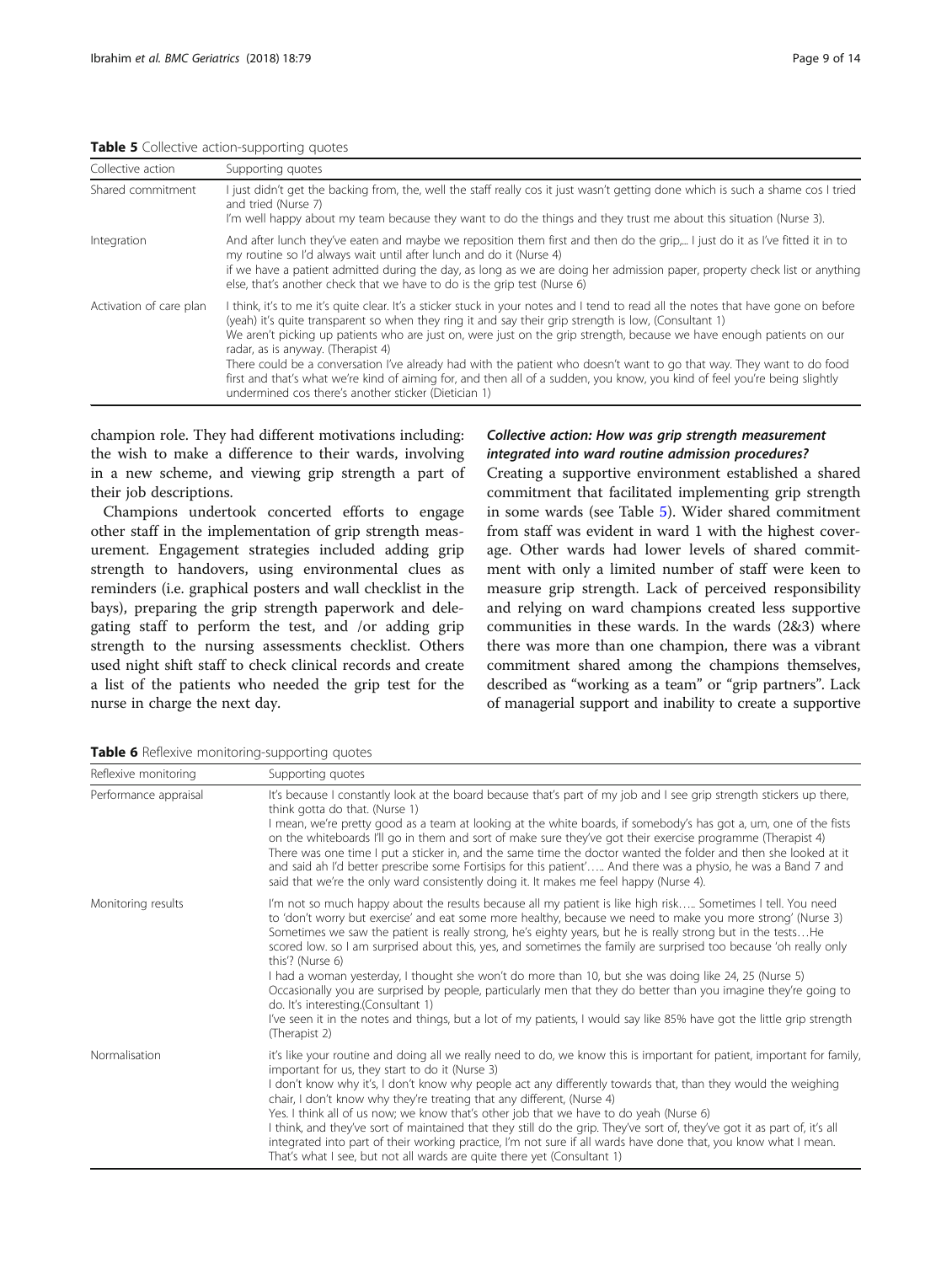**Table 5** Collective action-supporting quotes

| Collective action | Supporting quotes |
| --- | --- |
| Shared commitment | I just didn't get the backing from, the, well the staff really cos it just wasn't getting done which is such a shame cos I tried and tried (Nurse 7)<br>I'm well happy about my team because they want to do the things and they trust me about this situation (Nurse 3). |
| Integration | And after lunch they've eaten and maybe we reposition them first and then do the grip,... I just do it as I've fitted it in to my routine so I'd always wait until after lunch and do it (Nurse 4)<br>if we have a patient admitted during the day, as long as we are doing her admission paper, property check list or anything else, that's another check that we have to do is the grip test (Nurse 6) |
| Activation of care plan | I think, it's to me it's quite clear. It's a sticker stuck in your notes and I tend to read all the notes that have gone on before (yeah) it's quite transparent so when they ring it and say their grip strength is low, (Consultant 1)<br>We aren't picking up patients who are just on, were just on the grip strength, because we have enough patients on our radar, as is anyway. (Therapist 4)<br>There could be a conversation I've already had with the patient who doesn't want to go that way. They want to do food first and that's what we're kind of aiming for, and then all of a sudden, you know, you kind of feel you're being slightly undermined cos there's another sticker (Dietician 1) |

champion role. They had different motivations including: the wish to make a difference to their wards, involving in a new scheme, and viewing grip strength a part of their job descriptions.

Champions undertook concerted efforts to engage other staff in the implementation of grip strength measurement. Engagement strategies included adding grip strength to handovers, using environmental clues as reminders (i.e. graphical posters and wall checklist in the bays), preparing the grip strength paperwork and delegating staff to perform the test, and /or adding grip strength to the nursing assessments checklist. Others used night shift staff to check clinical records and create a list of the patients who needed the grip test for the nurse in charge the next day.

#### *Collective action: How was grip strength measurement integrated into ward routine admission procedures?*

Creating a supportive environment established a shared commitment that facilitated implementing grip strength in some wards (see Table 5). Wider shared commitment from staff was evident in ward 1 with the highest coverage. Other wards had lower levels of shared commitment with only a limited number of staff were keen to measure grip strength. Lack of perceived responsibility and relying on ward champions created less supportive communities in these wards. In the wards (2&3) where there was more than one champion, there was a vibrant commitment shared among the champions themselves, described as "working as a team" or "grip partners". Lack of managerial support and inability to create a supportive

**Table 6** Reflexive monitoring-supporting quotes

| Reflexive monitoring | Supporting quotes |
| --- | --- |
| Performance appraisal | It's because I constantly look at the board because that's part of my job and I see grip strength stickers up there, think gotta do that. (Nurse 1)<br>I mean, we're pretty good as a team at looking at the white boards, if somebody's has got a, um, one of the fists on the whiteboards I'll go in them and sort of make sure they've got their exercise programme (Therapist 4)<br>There was one time I put a sticker in, and the same time the doctor wanted the folder and then she looked at it and said ah I'd better prescribe some Fortisips for this patient'….. And there was a physio, he was a Band 7 and said that we're the only ward consistently doing it. It makes me feel happy (Nurse 4). |
| Monitoring results | I'm not so much happy about the results because all my patient is like high risk….. Sometimes I tell. You need to 'don't worry but exercise' and eat some more healthy, because we need to make you more strong' (Nurse 3)<br>Sometimes we saw the patient is really strong, he's eighty years, but he is really strong but in the tests…He scored low. so I am surprised about this, yes, and sometimes the family are surprised too because 'oh really only this'? (Nurse 6)<br>I had a woman yesterday, I thought she won't do more than 10, but she was doing like 24, 25 (Nurse 5)<br>Occasionally you are surprised by people, particularly men that they do better than you imagine they're going to do. It's interesting.(Consultant 1)<br>I've seen it in the notes and things, but a lot of my patients, I would say like 85% have got the little grip strength (Therapist 2) |
| Normalisation | it's like your routine and doing all we really need to do, we know this is important for patient, important for family, important for us, they start to do it (Nurse 3)<br>I don't know why it's, I don't know why people act any differently towards that, than they would the weighing chair, I don't know why they're treating that any different, (Nurse 4)<br>Yes. I think all of us now; we know that's other job that we have to do yeah (Nurse 6)<br>I think, and they've sort of maintained that they still do the grip. They've sort of, they've got it as part of, it's all integrated into part of their working practice, I'm not sure if all wards have done that, you know what I mean. That's what I see, but not all wards are quite there yet (Consultant 1) |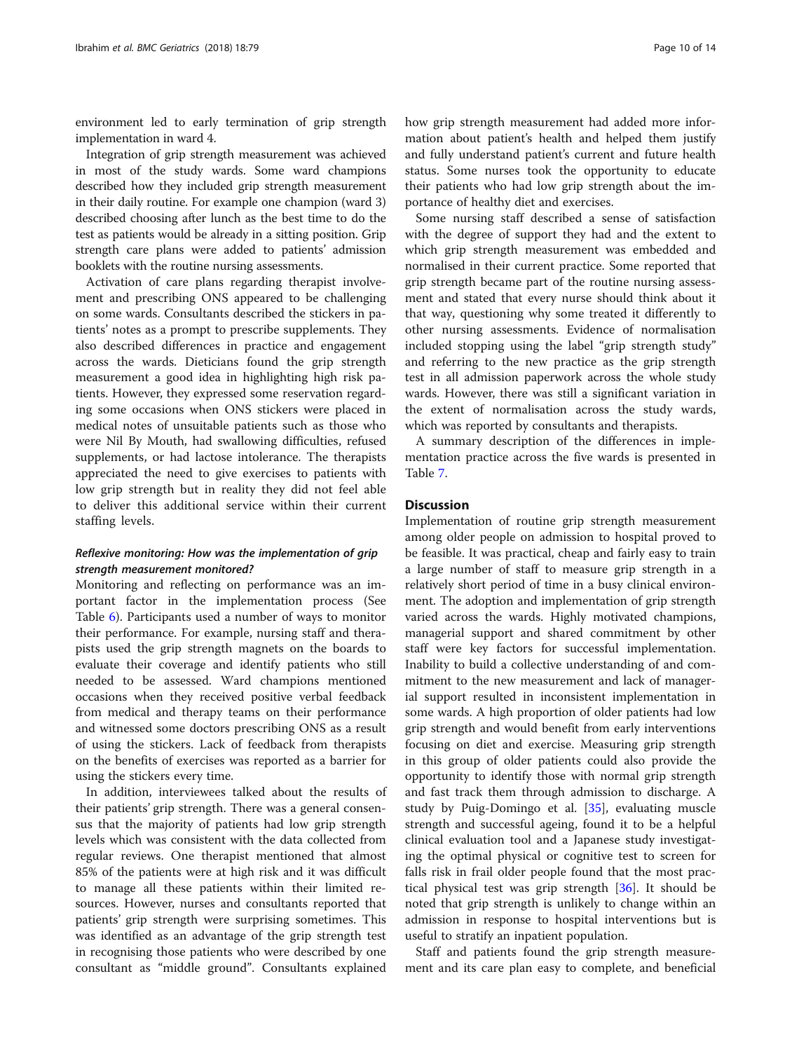environment led to early termination of grip strength implementation in ward 4.

Integration of grip strength measurement was achieved in most of the study wards. Some ward champions described how they included grip strength measurement in their daily routine. For example one champion (ward 3) described choosing after lunch as the best time to do the test as patients would be already in a sitting position. Grip strength care plans were added to patients' admission booklets with the routine nursing assessments.

Activation of care plans regarding therapist involvement and prescribing ONS appeared to be challenging on some wards. Consultants described the stickers in patients' notes as a prompt to prescribe supplements. They also described differences in practice and engagement across the wards. Dieticians found the grip strength measurement a good idea in highlighting high risk patients. However, they expressed some reservation regarding some occasions when ONS stickers were placed in medical notes of unsuitable patients such as those who were Nil By Mouth, had swallowing difficulties, refused supplements, or had lactose intolerance. The therapists appreciated the need to give exercises to patients with low grip strength but in reality they did not feel able to deliver this additional service within their current staffing levels.

### *Reflexive monitoring: How was the implementation of grip strength measurement monitored?*

Monitoring and reflecting on performance was an important factor in the implementation process (See Table 6). Participants used a number of ways to monitor their performance. For example, nursing staff and therapists used the grip strength magnets on the boards to evaluate their coverage and identify patients who still needed to be assessed. Ward champions mentioned occasions when they received positive verbal feedback from medical and therapy teams on their performance and witnessed some doctors prescribing ONS as a result of using the stickers. Lack of feedback from therapists on the benefits of exercises was reported as a barrier for using the stickers every time.

In addition, interviewees talked about the results of their patients' grip strength. There was a general consensus that the majority of patients had low grip strength levels which was consistent with the data collected from regular reviews. One therapist mentioned that almost 85% of the patients were at high risk and it was difficult to manage all these patients within their limited resources. However, nurses and consultants reported that patients' grip strength were surprising sometimes. This was identified as an advantage of the grip strength test in recognising those patients who were described by one consultant as "middle ground". Consultants explained how grip strength measurement had added more information about patient's health and helped them justify and fully understand patient's current and future health status. Some nurses took the opportunity to educate their patients who had low grip strength about the importance of healthy diet and exercises.

Some nursing staff described a sense of satisfaction with the degree of support they had and the extent to which grip strength measurement was embedded and normalised in their current practice. Some reported that grip strength became part of the routine nursing assessment and stated that every nurse should think about it that way, questioning why some treated it differently to other nursing assessments. Evidence of normalisation included stopping using the label "grip strength study" and referring to the new practice as the grip strength test in all admission paperwork across the whole study wards. However, there was still a significant variation in the extent of normalisation across the study wards, which was reported by consultants and therapists.

A summary description of the differences in implementation practice across the five wards is presented in Table 7.

## Discussion

Implementation of routine grip strength measurement among older people on admission to hospital proved to be feasible. It was practical, cheap and fairly easy to train a large number of staff to measure grip strength in a relatively short period of time in a busy clinical environment. The adoption and implementation of grip strength varied across the wards. Highly motivated champions, managerial support and shared commitment by other staff were key factors for successful implementation. Inability to build a collective understanding of and commitment to the new measurement and lack of managerial support resulted in inconsistent implementation in some wards. A high proportion of older patients had low grip strength and would benefit from early interventions focusing on diet and exercise. Measuring grip strength in this group of older patients could also provide the opportunity to identify those with normal grip strength and fast track them through admission to discharge. A study by Puig-Domingo et al. [35], evaluating muscle strength and successful ageing, found it to be a helpful clinical evaluation tool and a Japanese study investigating the optimal physical or cognitive test to screen for falls risk in frail older people found that the most practical physical test was grip strength [36]. It should be noted that grip strength is unlikely to change within an admission in response to hospital interventions but is useful to stratify an inpatient population.

Staff and patients found the grip strength measurement and its care plan easy to complete, and beneficial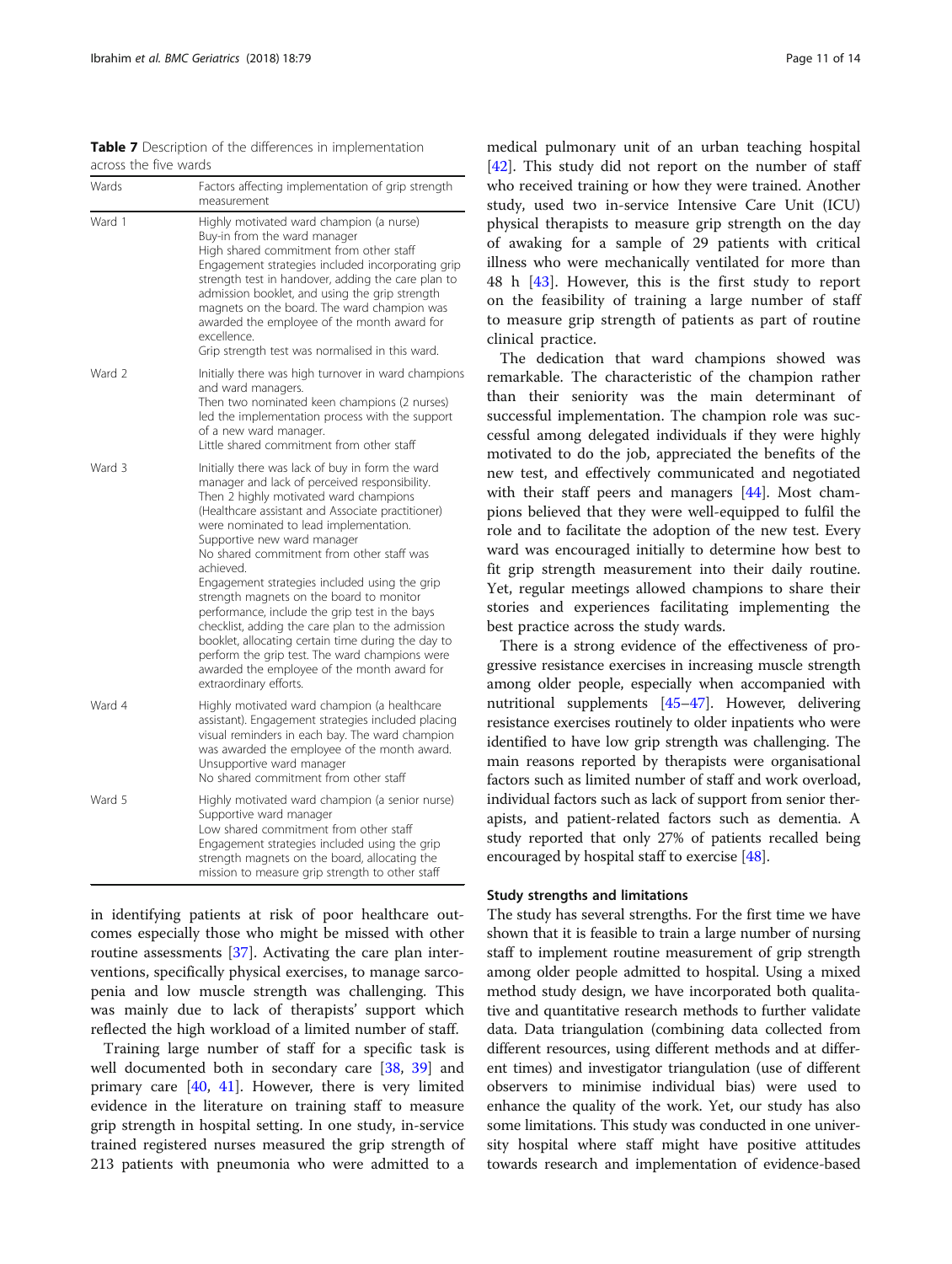**Table 7** Description of the differences in implementation across the five wards

| Wards | Factors affecting implementation of grip strength measurement |
| --- | --- |
| Ward 1 | Highly motivated ward champion (a nurse) Buy-in from the ward manager High shared commitment from other staff Engagement strategies included incorporating grip strength test in handover, adding the care plan to admission booklet, and using the grip strength magnets on the board. The ward champion was awarded the employee of the month award for excellence. Grip strength test was normalised in this ward. |
| Ward 2 | Initially there was high turnover in ward champions and ward managers. Then two nominated keen champions (2 nurses) led the implementation process with the support of a new ward manager. Little shared commitment from other staff |
| Ward 3 | Initially there was lack of buy in form the ward manager and lack of perceived responsibility. Then 2 highly motivated ward champions (Healthcare assistant and Associate practitioner) were nominated to lead implementation. Supportive new ward manager No shared commitment from other staff was achieved. Engagement strategies included using the grip strength magnets on the board to monitor performance, include the grip test in the bays checklist, adding the care plan to the admission booklet, allocating certain time during the day to perform the grip test. The ward champions were awarded the employee of the month award for extraordinary efforts. |
| Ward 4 | Highly motivated ward champion (a healthcare assistant). Engagement strategies included placing visual reminders in each bay. The ward champion was awarded the employee of the month award. Unsupportive ward manager No shared commitment from other staff |
| Ward 5 | Highly motivated ward champion (a senior nurse) Supportive ward manager Low shared commitment from other staff Engagement strategies included using the grip strength magnets on the board, allocating the mission to measure grip strength to other staff |

in identifying patients at risk of poor healthcare outcomes especially those who might be missed with other routine assessments [37]. Activating the care plan interventions, specifically physical exercises, to manage sarcopenia and low muscle strength was challenging. This was mainly due to lack of therapists' support which reflected the high workload of a limited number of staff.

Training large number of staff for a specific task is well documented both in secondary care [38, 39] and primary care [40, 41]. However, there is very limited evidence in the literature on training staff to measure grip strength in hospital setting. In one study, in-service trained registered nurses measured the grip strength of 213 patients with pneumonia who were admitted to a medical pulmonary unit of an urban teaching hospital [42]. This study did not report on the number of staff who received training or how they were trained. Another study, used two in-service Intensive Care Unit (ICU) physical therapists to measure grip strength on the day of awaking for a sample of 29 patients with critical illness who were mechanically ventilated for more than 48 h [43]. However, this is the first study to report on the feasibility of training a large number of staff to measure grip strength of patients as part of routine clinical practice.

The dedication that ward champions showed was remarkable. The characteristic of the champion rather than their seniority was the main determinant of successful implementation. The champion role was successful among delegated individuals if they were highly motivated to do the job, appreciated the benefits of the new test, and effectively communicated and negotiated with their staff peers and managers [44]. Most champions believed that they were well-equipped to fulfil the role and to facilitate the adoption of the new test. Every ward was encouraged initially to determine how best to fit grip strength measurement into their daily routine. Yet, regular meetings allowed champions to share their stories and experiences facilitating implementing the best practice across the study wards.

There is a strong evidence of the effectiveness of progressive resistance exercises in increasing muscle strength among older people, especially when accompanied with nutritional supplements [45–47]. However, delivering resistance exercises routinely to older inpatients who were identified to have low grip strength was challenging. The main reasons reported by therapists were organisational factors such as limited number of staff and work overload, individual factors such as lack of support from senior therapists, and patient-related factors such as dementia. A study reported that only 27% of patients recalled being encouraged by hospital staff to exercise [48].

### Study strengths and limitations

The study has several strengths. For the first time we have shown that it is feasible to train a large number of nursing staff to implement routine measurement of grip strength among older people admitted to hospital. Using a mixed method study design, we have incorporated both qualitative and quantitative research methods to further validate data. Data triangulation (combining data collected from different resources, using different methods and at different times) and investigator triangulation (use of different observers to minimise individual bias) were used to enhance the quality of the work. Yet, our study has also some limitations. This study was conducted in one university hospital where staff might have positive attitudes towards research and implementation of evidence-based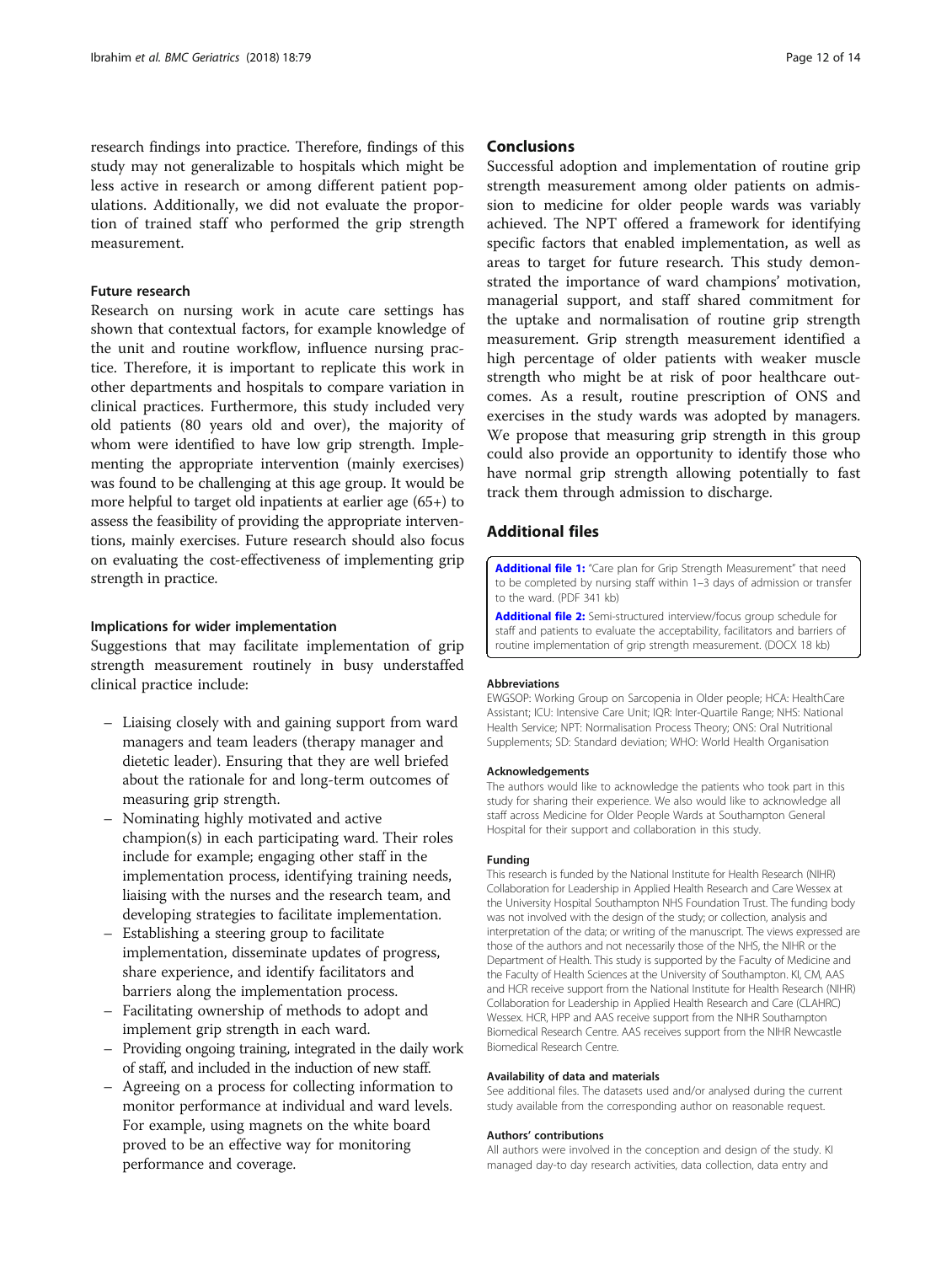research findings into practice. Therefore, findings of this study may not generalizable to hospitals which might be less active in research or among different patient populations. Additionally, we did not evaluate the proportion of trained staff who performed the grip strength measurement.

### Future research

Research on nursing work in acute care settings has shown that contextual factors, for example knowledge of the unit and routine workflow, influence nursing practice. Therefore, it is important to replicate this work in other departments and hospitals to compare variation in clinical practices. Furthermore, this study included very old patients (80 years old and over), the majority of whom were identified to have low grip strength. Implementing the appropriate intervention (mainly exercises) was found to be challenging at this age group. It would be more helpful to target old inpatients at earlier age (65+) to assess the feasibility of providing the appropriate interventions, mainly exercises. Future research should also focus on evaluating the cost-effectiveness of implementing grip strength in practice.

### Implications for wider implementation

Suggestions that may facilitate implementation of grip strength measurement routinely in busy understaffed clinical practice include:

- Liaising closely with and gaining support from ward managers and team leaders (therapy manager and dietetic leader). Ensuring that they are well briefed about the rationale for and long-term outcomes of measuring grip strength.
- Nominating highly motivated and active champion(s) in each participating ward. Their roles include for example; engaging other staff in the implementation process, identifying training needs, liaising with the nurses and the research team, and developing strategies to facilitate implementation.
- Establishing a steering group to facilitate implementation, disseminate updates of progress, share experience, and identify facilitators and barriers along the implementation process.
- Facilitating ownership of methods to adopt and implement grip strength in each ward.
- Providing ongoing training, integrated in the daily work of staff, and included in the induction of new staff.
- Agreeing on a process for collecting information to monitor performance at individual and ward levels. For example, using magnets on the white board proved to be an effective way for monitoring performance and coverage.

## Conclusions

Successful adoption and implementation of routine grip strength measurement among older patients on admission to medicine for older people wards was variably achieved. The NPT offered a framework for identifying specific factors that enabled implementation, as well as areas to target for future research. This study demonstrated the importance of ward champions' motivation, managerial support, and staff shared commitment for the uptake and normalisation of routine grip strength measurement. Grip strength measurement identified a high percentage of older patients with weaker muscle strength who might be at risk of poor healthcare outcomes. As a result, routine prescription of ONS and exercises in the study wards was adopted by managers. We propose that measuring grip strength in this group could also provide an opportunity to identify those who have normal grip strength allowing potentially to fast track them through admission to discharge.

## Additional files

**Additional file 1:** "Care plan for Grip Strength Measurement" that need to be completed by nursing staff within 1–3 days of admission or transfer to the ward. (PDF 341 kb)

**Additional file 2:** Semi-structured interview/focus group schedule for staff and patients to evaluate the acceptability, facilitators and barriers of routine implementation of grip strength measurement. (DOCX 18 kb)

#### Abbreviations

EWGSOP: Working Group on Sarcopenia in Older people; HCA: HealthCare Assistant; ICU: Intensive Care Unit; IQR: Inter-Quartile Range; NHS: National Health Service; NPT: Normalisation Process Theory; ONS: Oral Nutritional Supplements; SD: Standard deviation; WHO: World Health Organisation

#### Acknowledgements

The authors would like to acknowledge the patients who took part in this study for sharing their experience. We also would like to acknowledge all staff across Medicine for Older People Wards at Southampton General Hospital for their support and collaboration in this study.

#### Funding

This research is funded by the National Institute for Health Research (NIHR) Collaboration for Leadership in Applied Health Research and Care Wessex at the University Hospital Southampton NHS Foundation Trust. The funding body was not involved with the design of the study; or collection, analysis and interpretation of the data; or writing of the manuscript. The views expressed are those of the authors and not necessarily those of the NHS, the NIHR or the Department of Health. This study is supported by the Faculty of Medicine and the Faculty of Health Sciences at the University of Southampton. KI, CM, AAS and HCR receive support from the National Institute for Health Research (NIHR) Collaboration for Leadership in Applied Health Research and Care (CLAHRC) Wessex. HCR, HPP and AAS receive support from the NIHR Southampton Biomedical Research Centre. AAS receives support from the NIHR Newcastle Biomedical Research Centre.

#### Availability of data and materials

See additional files. The datasets used and/or analysed during the current study available from the corresponding author on reasonable request.

#### Authors' contributions

All authors were involved in the conception and design of the study. KI managed day-to day research activities, data collection, data entry and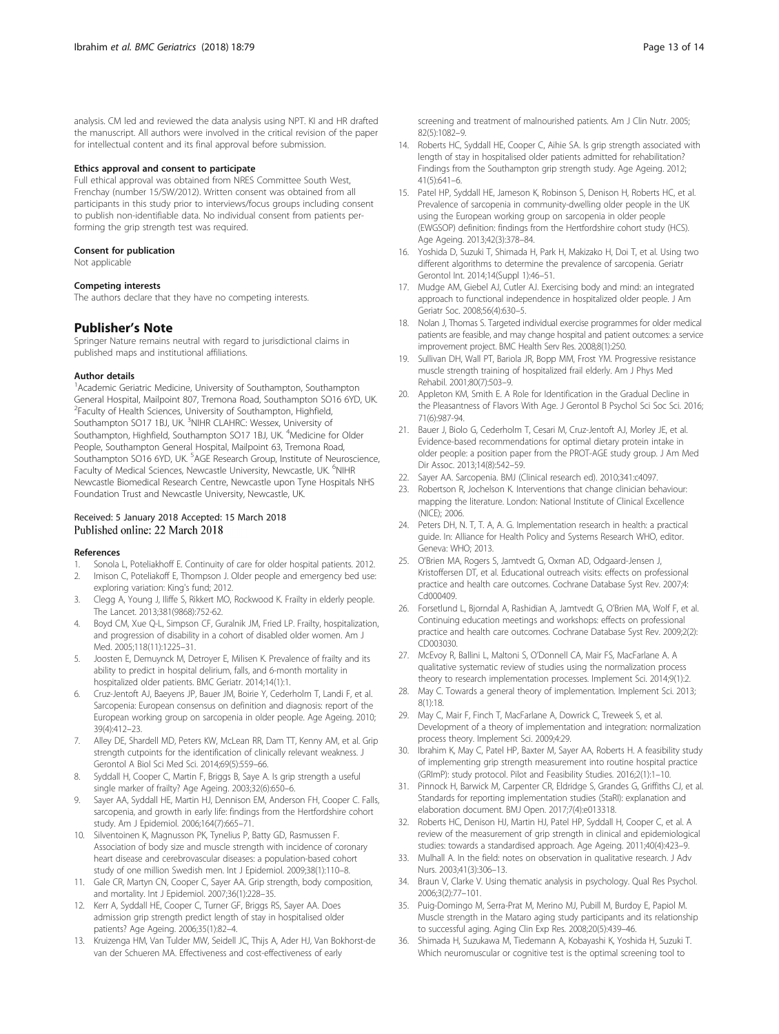analysis. CM led and reviewed the data analysis using NPT. KI and HR drafted the manuscript. All authors were involved in the critical revision of the paper for intellectual content and its final approval before submission.

#### Ethics approval and consent to participate

Full ethical approval was obtained from NRES Committee South West, Frenchay (number 15/SW/2012). Written consent was obtained from all participants in this study prior to interviews/focus groups including consent to publish non-identifiable data. No individual consent from patients performing the grip strength test was required.

#### Consent for publication

Not applicable

#### Competing interests

The authors declare that they have no competing interests.

## Publisher's Note

Springer Nature remains neutral with regard to jurisdictional claims in published maps and institutional affiliations.

#### Author details

[1]Academic Geriatric Medicine, University of Southampton, Southampton General Hospital, Mailpoint 807, Tremona Road, Southampton SO16 6YD, UK. [2]Faculty of Health Sciences, University of Southampton, Highfield, Southampton SO17 1BJ, UK. [3]NIHR CLAHRC: Wessex, University of Southampton, Highfield, Southampton SO17 1BJ, UK. [4]Medicine for Older People, Southampton General Hospital, Mailpoint 63, Tremona Road, Southampton SO16 6YD, UK. [5]AGE Research Group, Institute of Neuroscience, Faculty of Medical Sciences, Newcastle University, Newcastle, UK. [6]NIHR Newcastle Biomedical Research Centre, Newcastle upon Tyne Hospitals NHS Foundation Trust and Newcastle University, Newcastle, UK.

Received: 5 January 2018 Accepted: 15 March 2018
Published online: 22 March 2018

#### References

1. Sonola L, Poteliakhoff E. Continuity of care for older hospital patients. 2012.
2. Imison C, Poteliakoff E, Thompson J. Older people and emergency bed use: exploring variation: King's fund; 2012.
3. Clegg A, Young J, Iliffe S, Rikkert MO, Rockwood K. Frailty in elderly people. The Lancet. 2013;381(9868):752-62.
4. Boyd CM, Xue Q-L, Simpson CF, Guralnik JM, Fried LP. Frailty, hospitalization, and progression of disability in a cohort of disabled older women. Am J Med. 2005;118(11):1225–31.
5. Joosten E, Demuynck M, Detroyer E, Milisen K. Prevalence of frailty and its ability to predict in hospital delirium, falls, and 6-month mortality in hospitalized older patients. BMC Geriatr. 2014;14(1):1.
6. Cruz-Jentoft AJ, Baeyens JP, Bauer JM, Boirie Y, Cederholm T, Landi F, et al. Sarcopenia: European consensus on definition and diagnosis: report of the European working group on sarcopenia in older people. Age Ageing. 2010; 39(4):412–23.
7. Alley DE, Shardell MD, Peters KW, McLean RR, Dam TT, Kenny AM, et al. Grip strength cutpoints for the identification of clinically relevant weakness. J Gerontol A Biol Sci Med Sci. 2014;69(5):559–66.
8. Syddall H, Cooper C, Martin F, Briggs B, Saye A. Is grip strength a useful single marker of frailty? Age Ageing. 2003;32(6):650–6.
9. Sayer AA, Syddall HE, Martin HJ, Dennison EM, Anderson FH, Cooper C. Falls, sarcopenia, and growth in early life: findings from the Hertfordshire cohort study. Am J Epidemiol. 2006;164(7):665–71.
10. Silventoinen K, Magnusson PK, Tynelius P, Batty GD, Rasmussen F. Association of body size and muscle strength with incidence of coronary heart disease and cerebrovascular diseases: a population-based cohort study of one million Swedish men. Int J Epidemiol. 2009;38(1):110–8.
11. Gale CR, Martyn CN, Cooper C, Sayer AA. Grip strength, body composition, and mortality. Int J Epidemiol. 2007;36(1):228–35.
12. Kerr A, Syddall HE, Cooper C, Turner GF, Briggs RS, Sayer AA. Does admission grip strength predict length of stay in hospitalised older patients? Age Ageing. 2006;35(1):82–4.
13. Kruizenga HM, Van Tulder MW, Seidell JC, Thijs A, Ader HJ, Van Bokhorst-de van der Schueren MA. Effectiveness and cost-effectiveness of early screening and treatment of malnourished patients. Am J Clin Nutr. 2005; 82(5):1082–9.
14. Roberts HC, Syddall HE, Cooper C, Aihie SA. Is grip strength associated with length of stay in hospitalised older patients admitted for rehabilitation? Findings from the Southampton grip strength study. Age Ageing. 2012; 41(5):641–6.
15. Patel HP, Syddall HE, Jameson K, Robinson S, Denison H, Roberts HC, et al. Prevalence of sarcopenia in community-dwelling older people in the UK using the European working group on sarcopenia in older people (EWGSOP) definition: findings from the Hertfordshire cohort study (HCS). Age Ageing. 2013;42(3):378–84.
16. Yoshida D, Suzuki T, Shimada H, Park H, Makizako H, Doi T, et al. Using two different algorithms to determine the prevalence of sarcopenia. Geriatr Gerontol Int. 2014;14(Suppl 1):46–51.
17. Mudge AM, Giebel AJ, Cutler AJ. Exercising body and mind: an integrated approach to functional independence in hospitalized older people. J Am Geriatr Soc. 2008;56(4):630–5.
18. Nolan J, Thomas S. Targeted individual exercise programmes for older medical patients are feasible, and may change hospital and patient outcomes: a service improvement project. BMC Health Serv Res. 2008;8(1):250.
19. Sullivan DH, Wall PT, Bariola JR, Bopp MM, Frost YM. Progressive resistance muscle strength training of hospitalized frail elderly. Am J Phys Med Rehabil. 2001;80(7):503–9.
20. Appleton KM, Smith E. A Role for Identification in the Gradual Decline in the Pleasantness of Flavors With Age. J Gerontol B Psychol Sci Soc Sci. 2016; 71(6):987-94.
21. Bauer J, Biolo G, Cederholm T, Cesari M, Cruz-Jentoft AJ, Morley JE, et al. Evidence-based recommendations for optimal dietary protein intake in older people: a position paper from the PROT-AGE study group. J Am Med Dir Assoc. 2013;14(8):542–59.
22. Sayer AA. Sarcopenia. BMJ (Clinical research ed). 2010;341:c4097.
23. Robertson R, Jochelson K. Interventions that change clinician behaviour: mapping the literature. London: National Institute of Clinical Excellence (NICE); 2006.
24. Peters DH, N. T, T. A, A. G. Implementation research in health: a practical guide. In: Alliance for Health Policy and Systems Research WHO, editor. Geneva: WHO; 2013.
25. O'Brien MA, Rogers S, Jamtvedt G, Oxman AD, Odgaard-Jensen J, Kristoffersen DT, et al. Educational outreach visits: effects on professional practice and health care outcomes. Cochrane Database Syst Rev. 2007;4: Cd000409.
26. Forsetlund L, Bjorndal A, Rashidian A, Jamtvedt G, O'Brien MA, Wolf F, et al. Continuing education meetings and workshops: effects on professional practice and health care outcomes. Cochrane Database Syst Rev. 2009;2(2): CD003030.
27. McEvoy R, Ballini L, Maltoni S, O'Donnell CA, Mair FS, MacFarlane A. A qualitative systematic review of studies using the normalization process theory to research implementation processes. Implement Sci. 2014;9(1):2.
28. May C. Towards a general theory of implementation. Implement Sci. 2013; 8(1):18.
29. May C, Mair F, Finch T, MacFarlane A, Dowrick C, Treweek S, et al. Development of a theory of implementation and integration: normalization process theory. Implement Sci. 2009;4:29.
30. Ibrahim K, May C, Patel HP, Baxter M, Sayer AA, Roberts H. A feasibility study of implementing grip strength measurement into routine hospital practice (GRImP): study protocol. Pilot and Feasibility Studies. 2016;2(1):1–10.
31. Pinnock H, Barwick M, Carpenter CR, Eldridge S, Grandes G, Griffiths CJ, et al. Standards for reporting implementation studies (StaRI): explanation and elaboration document. BMJ Open. 2017;7(4):e013318.
32. Roberts HC, Denison HJ, Martin HJ, Patel HP, Syddall H, Cooper C, et al. A review of the measurement of grip strength in clinical and epidemiological studies: towards a standardised approach. Age Ageing. 2011;40(4):423–9.
33. Mulhall A. In the field: notes on observation in qualitative research. J Adv Nurs. 2003;41(3):306–13.
34. Braun V, Clarke V. Using thematic analysis in psychology. Qual Res Psychol. 2006;3(2):77–101.
35. Puig-Domingo M, Serra-Prat M, Merino MJ, Pubill M, Burdoy E, Papiol M. Muscle strength in the Mataro aging study participants and its relationship to successful aging. Aging Clin Exp Res. 2008;20(5):439–46.
36. Shimada H, Suzukawa M, Tiedemann A, Kobayashi K, Yoshida H, Suzuki T. Which neuromuscular or cognitive test is the optimal screening tool to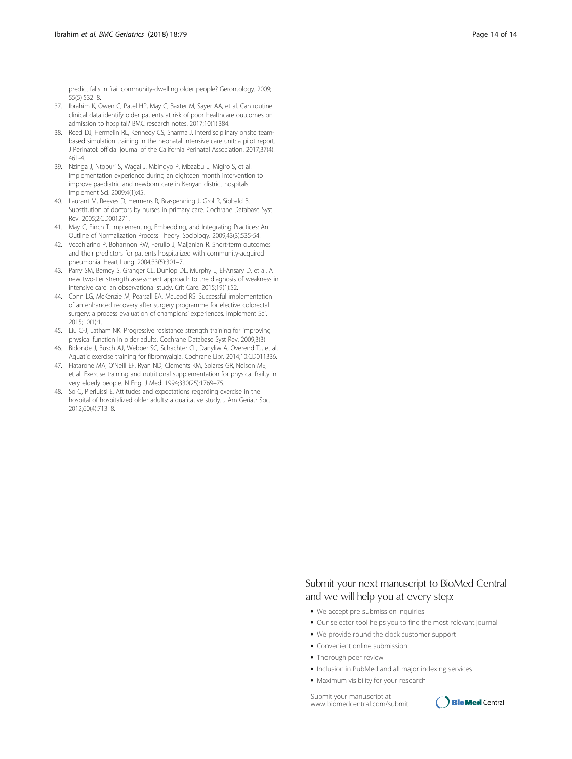predict falls in frail community-dwelling older people? Gerontology. 2009; 55(5):532–8.

37. Ibrahim K, Owen C, Patel HP, May C, Baxter M, Sayer AA, et al. Can routine clinical data identify older patients at risk of poor healthcare outcomes on admission to hospital? BMC research notes. 2017;10(1):384.
38. Reed DJ, Hermelin RL, Kennedy CS, Sharma J. Interdisciplinary onsite team-based simulation training in the neonatal intensive care unit: a pilot report. J Perinatol: official journal of the California Perinatal Association. 2017;37(4): 461-4.
39. Nzinga J, Ntoburi S, Wagai J, Mbindyo P, Mbaabu L, Migiro S, et al. Implementation experience during an eighteen month intervention to improve paediatric and newborn care in Kenyan district hospitals. Implement Sci. 2009;4(1):45.
40. Laurant M, Reeves D, Hermens R, Braspenning J, Grol R, Sibbald B. Substitution of doctors by nurses in primary care. Cochrane Database Syst Rev. 2005;2:CD001271.
41. May C, Finch T. Implementing, Embedding, and Integrating Practices: An Outline of Normalization Process Theory. Sociology. 2009;43(3):535-54.
42. Vecchiarino P, Bohannon RW, Ferullo J, Maljanian R. Short-term outcomes and their predictors for patients hospitalized with community-acquired pneumonia. Heart Lung. 2004;33(5):301–7.
43. Parry SM, Berney S, Granger CL, Dunlop DL, Murphy L, El-Ansary D, et al. A new two-tier strength assessment approach to the diagnosis of weakness in intensive care: an observational study. Crit Care. 2015;19(1):52.
44. Conn LG, McKenzie M, Pearsall EA, McLeod RS. Successful implementation of an enhanced recovery after surgery programme for elective colorectal surgery: a process evaluation of champions' experiences. Implement Sci. 2015;10(1):1.
45. Liu C-J, Latham NK. Progressive resistance strength training for improving physical function in older adults. Cochrane Database Syst Rev. 2009;3(3)
46. Bidonde J, Busch AJ, Webber SC, Schachter CL, Danyliw A, Overend TJ, et al. Aquatic exercise training for fibromyalgia. Cochrane Libr. 2014;10:CD011336.
47. Fiatarone MA, O'Neill EF, Ryan ND, Clements KM, Solares GR, Nelson ME, et al. Exercise training and nutritional supplementation for physical frailty in very elderly people. N Engl J Med. 1994;330(25):1769–75.
48. So C, Pierluissi E. Attitudes and expectations regarding exercise in the hospital of hospitalized older adults: a qualitative study. J Am Geriatr Soc. 2012;60(4):713–8.

Submit your next manuscript to BioMed Central and we will help you at every step:

- We accept pre-submission inquiries
- Our selector tool helps you to find the most relevant journal
- We provide round the clock customer support
- Convenient online submission
- Thorough peer review
- Inclusion in PubMed and all major indexing services
- Maximum visibility for your research

Submit your manuscript at
www.biomedcentral.com/submit

BioMed Central